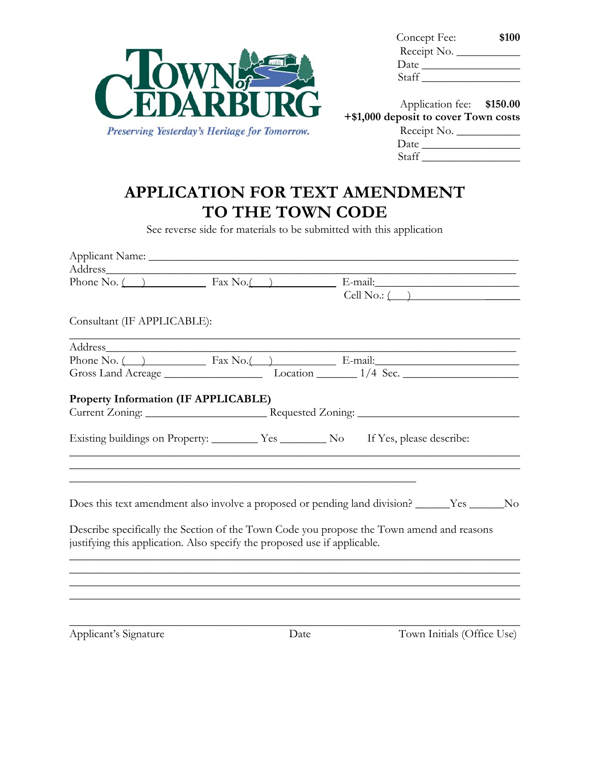**TOWN of CEDARBURG**

*Preserving Yesterday's Heritage for Tomorrow.*

Concept Fee: **$100**
Receipt No. ___________
Date _________________
Staff _________________

Application fee: **$150.00**
**+$1,000 deposit to cover Town costs**
Receipt No. ___________
Date _________________
Staff _________________

# APPLICATION FOR TEXT AMENDMENT TO THE TOWN CODE

See reverse side for materials to be submitted with this application

Applicant Name: ____________________________________________________________

Address____________________________________________________________________

Phone No. (___) ___________ Fax No.(___) ___________ E-mail:____________________

Cell No.: (___) ____________________

Consultant (IF APPLICABLE):

___________________________________________________________________________

Address____________________________________________________________________

Phone No. (___) ___________ Fax No.(___) ___________ E-mail:____________________

Gross Land Acreage ________________ Location _______ 1/4 Sec. __________________

**Property Information (IF APPLICABLE)**

Current Zoning: ____________________ Requested Zoning: ___________________________

Existing buildings on Property: ________ Yes ________ No    If Yes, please describe:

___________________________________________________________________________

___________________________________________________________________________

___________________________________________________________

Does this text amendment also involve a proposed or pending land division? ______Yes ______No

Describe specifically the Section of the Town Code you propose the Town amend and reasons justifying this application. Also specify the proposed use if applicable.

___________________________________________________________________________

___________________________________________________________________________

___________________________________________________________________________

___________________________________________________________________________

___________________________________________________________________________

Applicant's Signature                    Date                    Town Initials (Office Use)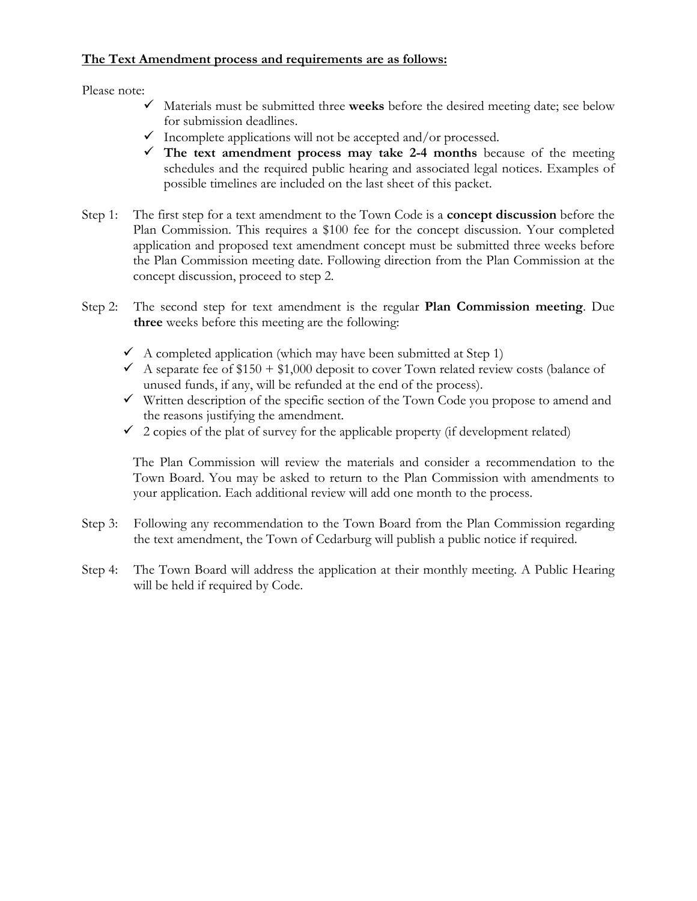**<u>The Text Amendment process and requirements are as follows:</u>**

Please note:

- ✓ Materials must be submitted three **weeks** before the desired meeting date; see below for submission deadlines.
- ✓ Incomplete applications will not be accepted and/or processed.
- ✓ **The text amendment process may take 2-4 months** because of the meeting schedules and the required public hearing and associated legal notices. Examples of possible timelines are included on the last sheet of this packet.

Step 1: The first step for a text amendment to the Town Code is a **concept discussion** before the Plan Commission. This requires a $100 fee for the concept discussion. Your completed application and proposed text amendment concept must be submitted three weeks before the Plan Commission meeting date. Following direction from the Plan Commission at the concept discussion, proceed to step 2.

Step 2: The second step for text amendment is the regular **Plan Commission meeting**. Due **three** weeks before this meeting are the following:

- ✓ A completed application (which may have been submitted at Step 1)
- ✓ A separate fee of $150 + $1,000 deposit to cover Town related review costs (balance of unused funds, if any, will be refunded at the end of the process).
- ✓ Written description of the specific section of the Town Code you propose to amend and the reasons justifying the amendment.
- ✓ 2 copies of the plat of survey for the applicable property (if development related)

The Plan Commission will review the materials and consider a recommendation to the Town Board. You may be asked to return to the Plan Commission with amendments to your application. Each additional review will add one month to the process.

Step 3: Following any recommendation to the Town Board from the Plan Commission regarding the text amendment, the Town of Cedarburg will publish a public notice if required.

Step 4: The Town Board will address the application at their monthly meeting. A Public Hearing will be held if required by Code.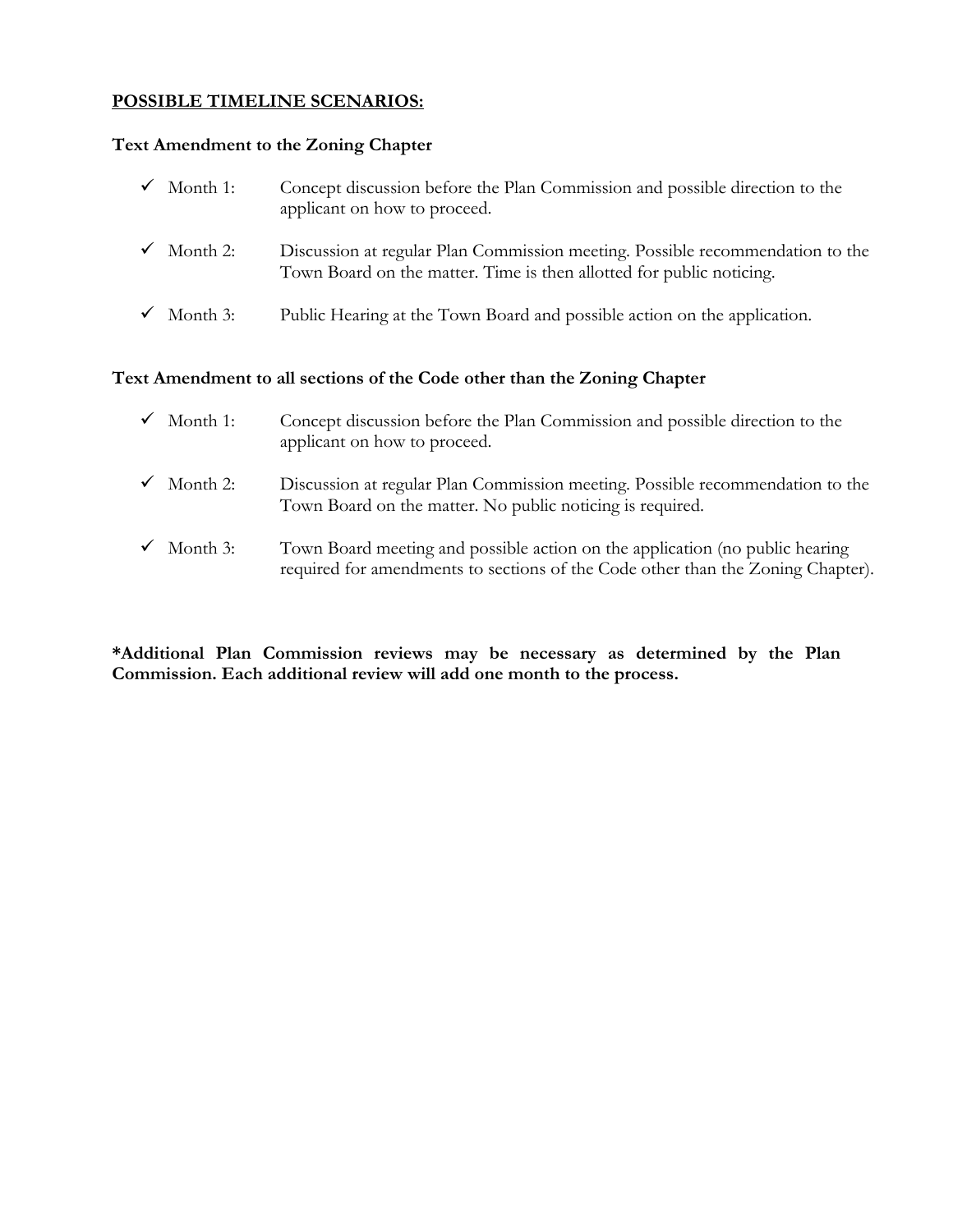## POSSIBLE TIMELINE SCENARIOS:

### Text Amendment to the Zoning Chapter

- ✓ Month 1: Concept discussion before the Plan Commission and possible direction to the applicant on how to proceed.
- ✓ Month 2: Discussion at regular Plan Commission meeting. Possible recommendation to the Town Board on the matter. Time is then allotted for public noticing.
- ✓ Month 3: Public Hearing at the Town Board and possible action on the application.

### Text Amendment to all sections of the Code other than the Zoning Chapter

- ✓ Month 1: Concept discussion before the Plan Commission and possible direction to the applicant on how to proceed.
- ✓ Month 2: Discussion at regular Plan Commission meeting. Possible recommendation to the Town Board on the matter. No public noticing is required.
- ✓ Month 3: Town Board meeting and possible action on the application (no public hearing required for amendments to sections of the Code other than the Zoning Chapter).

**\*Additional Plan Commission reviews may be necessary as determined by the Plan Commission. Each additional review will add one month to the process.**